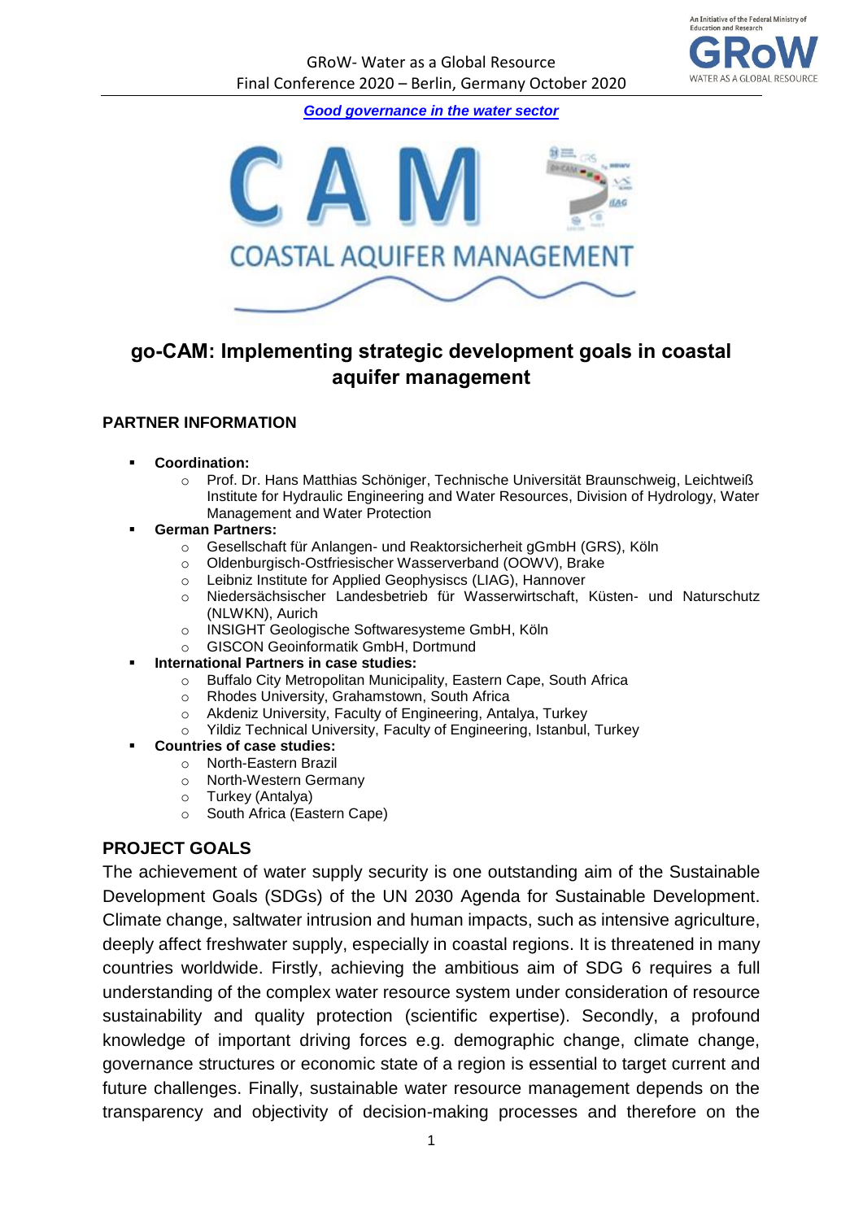*[Good governance in the water sector](#)*

# go-CAM: Implementing strategic development goals in coastal aquifer management

## PARTNER INFORMATION

- **Coordination:**
  - Prof. Dr. Hans Matthias Schöniger, Technische Universität Braunschweig, Leichtweiß Institute for Hydraulic Engineering and Water Resources, Division of Hydrology, Water Management and Water Protection
- **German Partners:**
  - Gesellschaft für Anlagen- und Reaktorsicherheit gGmbH (GRS), Köln
  - Oldenburgisch-Ostfriesischer Wasserverband (OOWV), Brake
  - Leibniz Institute for Applied Geophysiscs (LIAG), Hannover
  - Niedersächsischer Landesbetrieb für Wasserwirtschaft, Küsten- und Naturschutz (NLWKN), Aurich
  - INSIGHT Geologische Softwaresysteme GmbH, Köln
  - GISCON Geoinformatik GmbH, Dortmund
- **International Partners in case studies:**
  - Buffalo City Metropolitan Municipality, Eastern Cape, South Africa
  - Rhodes University, Grahamstown, South Africa
  - Akdeniz University, Faculty of Engineering, Antalya, Turkey
  - Yildiz Technical University, Faculty of Engineering, Istanbul, Turkey
- **Countries of case studies:**
  - North-Eastern Brazil
  - North-Western Germany
  - Turkey (Antalya)
  - South Africa (Eastern Cape)

## PROJECT GOALS

The achievement of water supply security is one outstanding aim of the Sustainable Development Goals (SDGs) of the UN 2030 Agenda for Sustainable Development. Climate change, saltwater intrusion and human impacts, such as intensive agriculture, deeply affect freshwater supply, especially in coastal regions. It is threatened in many countries worldwide. Firstly, achieving the ambitious aim of SDG 6 requires a full understanding of the complex water resource system under consideration of resource sustainability and quality protection (scientific expertise). Secondly, a profound knowledge of important driving forces e.g. demographic change, climate change, governance structures or economic state of a region is essential to target current and future challenges. Finally, sustainable water resource management depends on the transparency and objectivity of decision-making processes and therefore on the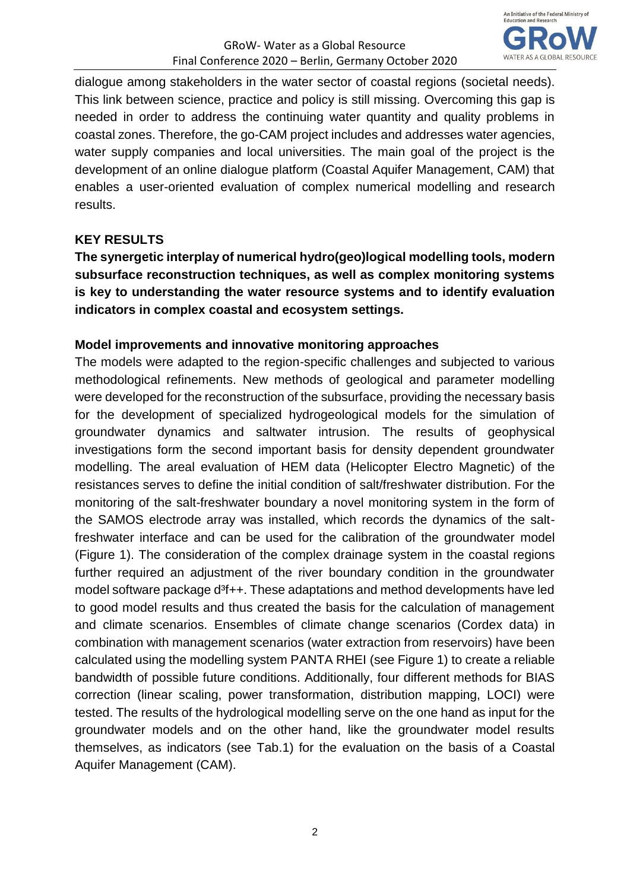dialogue among stakeholders in the water sector of coastal regions (societal needs). This link between science, practice and policy is still missing. Overcoming this gap is needed in order to address the continuing water quantity and quality problems in coastal zones. Therefore, the go-CAM project includes and addresses water agencies, water supply companies and local universities. The main goal of the project is the development of an online dialogue platform (Coastal Aquifer Management, CAM) that enables a user-oriented evaluation of complex numerical modelling and research results.

## KEY RESULTS

**The synergetic interplay of numerical hydro(geo)logical modelling tools, modern subsurface reconstruction techniques, as well as complex monitoring systems is key to understanding the water resource systems and to identify evaluation indicators in complex coastal and ecosystem settings.**

### Model improvements and innovative monitoring approaches

The models were adapted to the region-specific challenges and subjected to various methodological refinements. New methods of geological and parameter modelling were developed for the reconstruction of the subsurface, providing the necessary basis for the development of specialized hydrogeological models for the simulation of groundwater dynamics and saltwater intrusion. The results of geophysical investigations form the second important basis for density dependent groundwater modelling. The areal evaluation of HEM data (Helicopter Electro Magnetic) of the resistances serves to define the initial condition of salt/freshwater distribution. For the monitoring of the salt-freshwater boundary a novel monitoring system in the form of the SAMOS electrode array was installed, which records the dynamics of the salt-freshwater interface and can be used for the calibration of the groundwater model (Figure 1). The consideration of the complex drainage system in the coastal regions further required an adjustment of the river boundary condition in the groundwater model software package d³f++. These adaptations and method developments have led to good model results and thus created the basis for the calculation of management and climate scenarios. Ensembles of climate change scenarios (Cordex data) in combination with management scenarios (water extraction from reservoirs) have been calculated using the modelling system PANTA RHEI (see Figure 1) to create a reliable bandwidth of possible future conditions. Additionally, four different methods for BIAS correction (linear scaling, power transformation, distribution mapping, LOCI) were tested. The results of the hydrological modelling serve on the one hand as input for the groundwater models and on the other hand, like the groundwater model results themselves, as indicators (see Tab.1) for the evaluation on the basis of a Coastal Aquifer Management (CAM).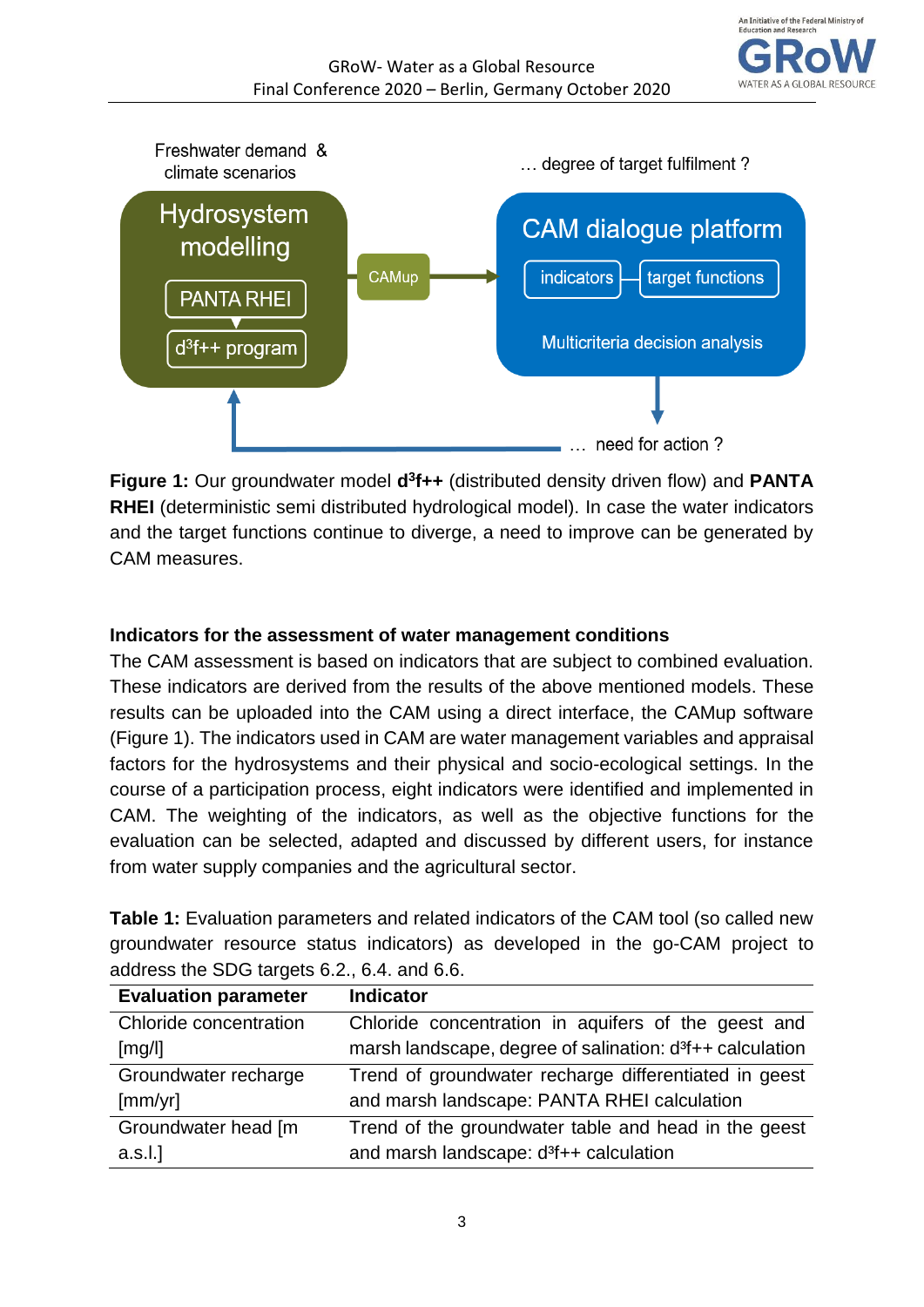Freshwater demand & climate scenarios

… degree of target fulfilment ?

Hydrosystem modelling

PANTA RHEI

$d^3f$++ program

CAMup

CAM dialogue platform

indicators

target functions

Multicriteria decision analysis

… need for action ?

**Figure 1:** Our groundwater model **$d^3f$++** (distributed density driven flow) and **PANTA RHEI** (deterministic semi distributed hydrological model). In case the water indicators and the target functions continue to diverge, a need to improve can be generated by CAM measures.

### Indicators for the assessment of water management conditions

The CAM assessment is based on indicators that are subject to combined evaluation. These indicators are derived from the results of the above mentioned models. These results can be uploaded into the CAM using a direct interface, the CAMup software (Figure 1). The indicators used in CAM are water management variables and appraisal factors for the hydrosystems and their physical and socio-ecological settings. In the course of a participation process, eight indicators were identified and implemented in CAM. The weighting of the indicators, as well as the objective functions for the evaluation can be selected, adapted and discussed by different users, for instance from water supply companies and the agricultural sector.

**Table 1:** Evaluation parameters and related indicators of the CAM tool (so called new groundwater resource status indicators) as developed in the go-CAM project to address the SDG targets 6.2., 6.4. and 6.6.

| Evaluation parameter | Indicator |
|---|---|
| Chloride concentration [mg/l] | Chloride concentration in aquifers of the geest and marsh landscape, degree of salination: $d^3f$++ calculation |
| Groundwater recharge [mm/yr] | Trend of groundwater recharge differentiated in geest and marsh landscape: PANTA RHEI calculation |
| Groundwater head [m a.s.l.] | Trend of the groundwater table and head in the geest and marsh landscape: $d^3f$++ calculation |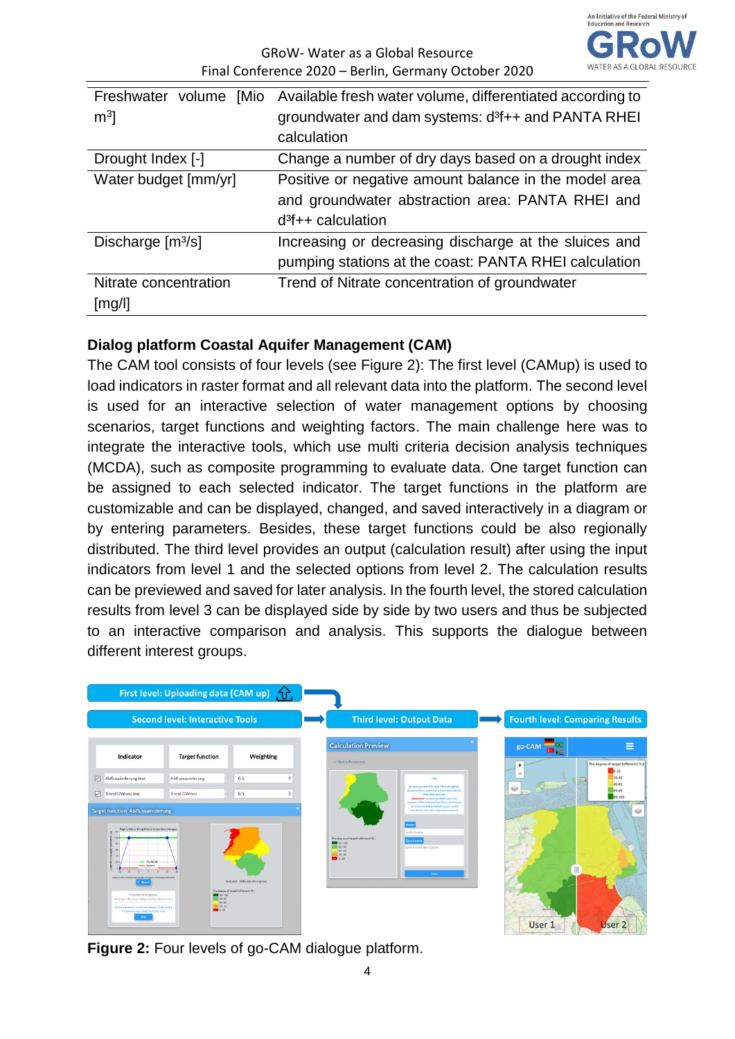| | |
|---|---|
| Freshwater volume [Mio $m^3$] | Available fresh water volume, differentiated according to groundwater and dam systems: d³f++ and PANTA RHEI calculation |
| Drought Index [-] | Change a number of dry days based on a drought index |
| Water budget [mm/yr] | Positive or negative amount balance in the model area and groundwater abstraction area: PANTA RHEI and d³f++ calculation |
| Discharge [$m^3$/s] | Increasing or decreasing discharge at the sluices and pumping stations at the coast: PANTA RHEI calculation |
| Nitrate concentration [mg/l] | Trend of Nitrate concentration of groundwater |

**Dialog platform Coastal Aquifer Management (CAM)**

The CAM tool consists of four levels (see Figure 2): The first level (CAMup) is used to load indicators in raster format and all relevant data into the platform. The second level is used for an interactive selection of water management options by choosing scenarios, target functions and weighting factors. The main challenge here was to integrate the interactive tools, which use multi criteria decision analysis techniques (MCDA), such as composite programming to evaluate data. One target function can be assigned to each selected indicator. The target functions in the platform are customizable and can be displayed, changed, and saved interactively in a diagram or by entering parameters. Besides, these target functions could be also regionally distributed. The third level provides an output (calculation result) after using the input indicators from level 1 and the selected options from level 2. The calculation results can be previewed and saved for later analysis. In the fourth level, the stored calculation results from level 3 can be displayed side by side by two users and thus be subjected to an interactive comparison and analysis. This supports the dialogue between different interest groups.

**Figure 2:** Four levels of go-CAM dialogue platform.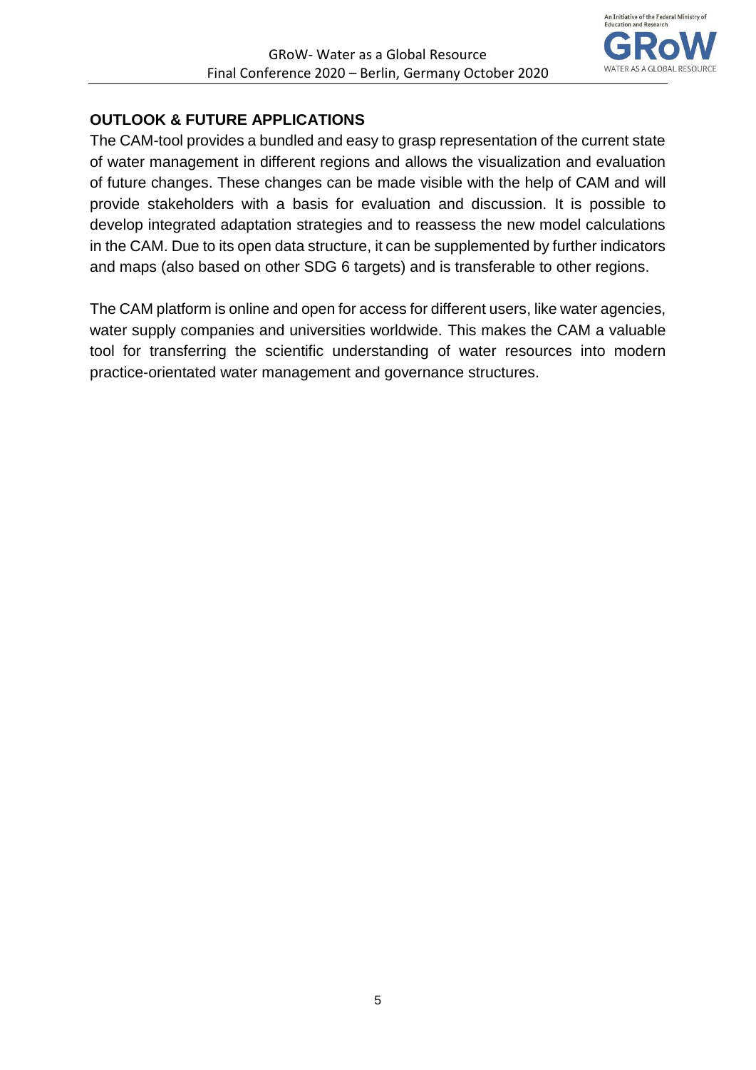## OUTLOOK & FUTURE APPLICATIONS

The CAM-tool provides a bundled and easy to grasp representation of the current state of water management in different regions and allows the visualization and evaluation of future changes. These changes can be made visible with the help of CAM and will provide stakeholders with a basis for evaluation and discussion. It is possible to develop integrated adaptation strategies and to reassess the new model calculations in the CAM. Due to its open data structure, it can be supplemented by further indicators and maps (also based on other SDG 6 targets) and is transferable to other regions.

The CAM platform is online and open for access for different users, like water agencies, water supply companies and universities worldwide. This makes the CAM a valuable tool for transferring the scientific understanding of water resources into modern practice-orientated water management and governance structures.